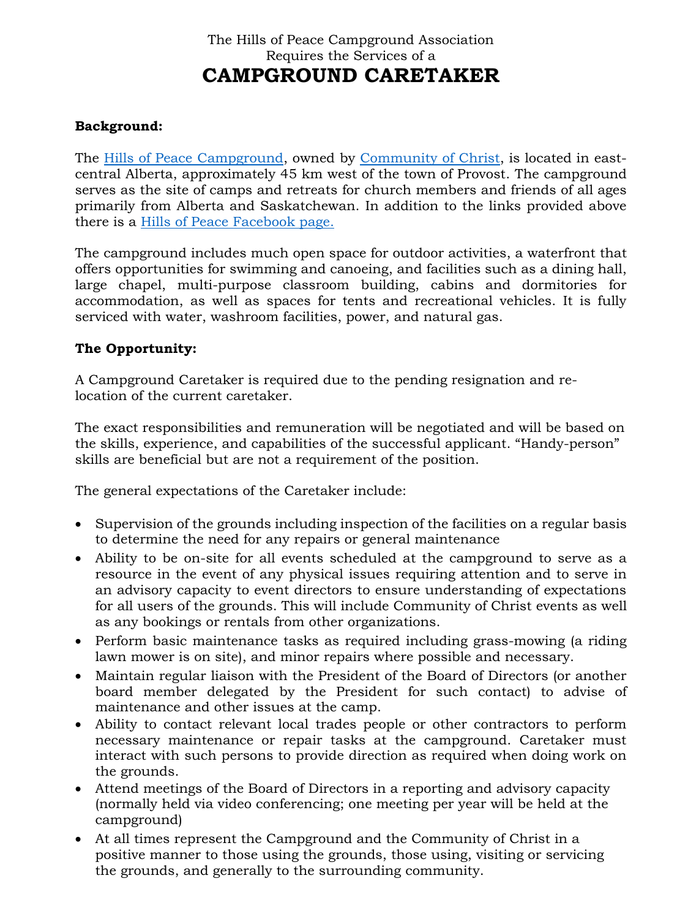The Hills of Peace Campground Association

Requires the Services of a

# CAMPGROUND CARETAKER

**Background:**

The Hills of Peace Campground, owned by Community of Christ, is located in east-central Alberta, approximately 45 km west of the town of Provost. The campground serves as the site of camps and retreats for church members and friends of all ages primarily from Alberta and Saskatchewan. In addition to the links provided above there is a Hills of Peace Facebook page.

The campground includes much open space for outdoor activities, a waterfront that offers opportunities for swimming and canoeing, and facilities such as a dining hall, large chapel, multi-purpose classroom building, cabins and dormitories for accommodation, as well as spaces for tents and recreational vehicles. It is fully serviced with water, washroom facilities, power, and natural gas.

**The Opportunity:**

A Campground Caretaker is required due to the pending resignation and re-location of the current caretaker.

The exact responsibilities and remuneration will be negotiated and will be based on the skills, experience, and capabilities of the successful applicant. "Handy-person" skills are beneficial but are not a requirement of the position.

The general expectations of the Caretaker include:

- Supervision of the grounds including inspection of the facilities on a regular basis to determine the need for any repairs or general maintenance
- Ability to be on-site for all events scheduled at the campground to serve as a resource in the event of any physical issues requiring attention and to serve in an advisory capacity to event directors to ensure understanding of expectations for all users of the grounds. This will include Community of Christ events as well as any bookings or rentals from other organizations.
- Perform basic maintenance tasks as required including grass-mowing (a riding lawn mower is on site), and minor repairs where possible and necessary.
- Maintain regular liaison with the President of the Board of Directors (or another board member delegated by the President for such contact) to advise of maintenance and other issues at the camp.
- Ability to contact relevant local trades people or other contractors to perform necessary maintenance or repair tasks at the campground. Caretaker must interact with such persons to provide direction as required when doing work on the grounds.
- Attend meetings of the Board of Directors in a reporting and advisory capacity (normally held via video conferencing; one meeting per year will be held at the campground)
- At all times represent the Campground and the Community of Christ in a positive manner to those using the grounds, those using, visiting or servicing the grounds, and generally to the surrounding community.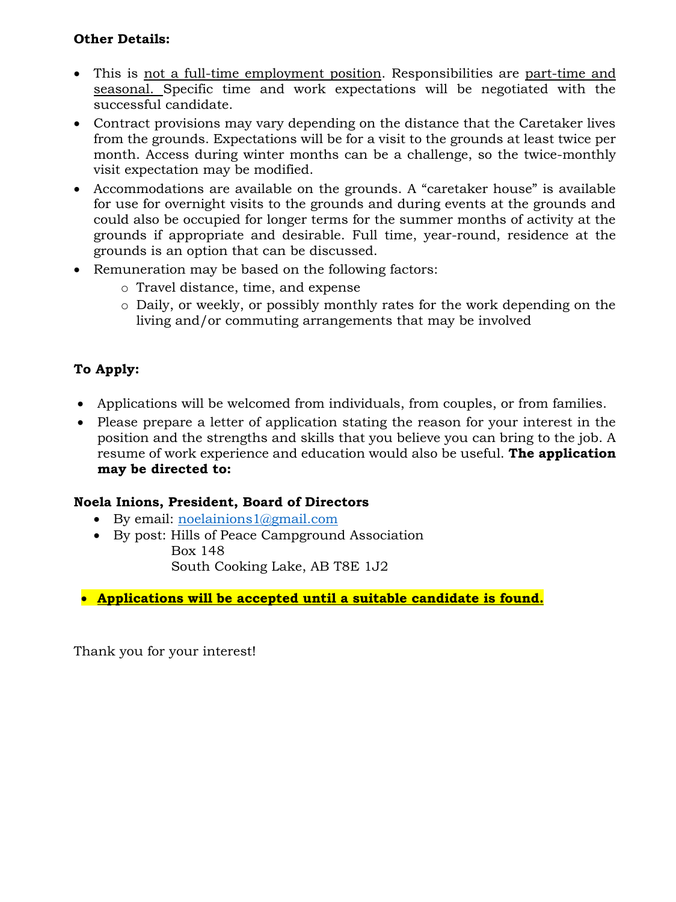**Other Details:**

- This is not a full-time employment position. Responsibilities are part-time and seasonal. Specific time and work expectations will be negotiated with the successful candidate.
- Contract provisions may vary depending on the distance that the Caretaker lives from the grounds. Expectations will be for a visit to the grounds at least twice per month. Access during winter months can be a challenge, so the twice-monthly visit expectation may be modified.
- Accommodations are available on the grounds. A "caretaker house" is available for use for overnight visits to the grounds and during events at the grounds and could also be occupied for longer terms for the summer months of activity at the grounds if appropriate and desirable. Full time, year-round, residence at the grounds is an option that can be discussed.
- Remuneration may be based on the following factors:
  - Travel distance, time, and expense
  - Daily, or weekly, or possibly monthly rates for the work depending on the living and/or commuting arrangements that may be involved

**To Apply:**

- Applications will be welcomed from individuals, from couples, or from families.
- Please prepare a letter of application stating the reason for your interest in the position and the strengths and skills that you believe you can bring to the job. A resume of work experience and education would also be useful. **The application may be directed to:**

**Noela Inions, President, Board of Directors**

- By email: noelainions1@gmail.com
- By post: Hills of Peace Campground Association
  Box 148
  South Cooking Lake, AB T8E 1J2

- **Applications will be accepted until a suitable candidate is found.**

Thank you for your interest!